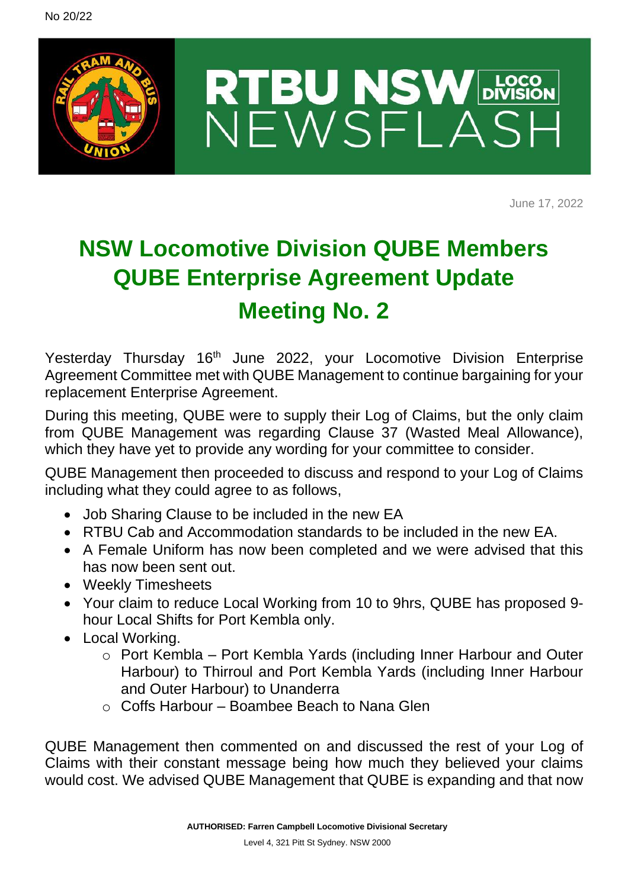No 20/22

RTBU NSW LOCO DIVISION NEWSFLASH

June 17, 2022

# NSW Locomotive Division QUBE Members QUBE Enterprise Agreement Update

## Meeting No. 2

Yesterday Thursday 16th June 2022, your Locomotive Division Enterprise Agreement Committee met with QUBE Management to continue bargaining for your replacement Enterprise Agreement.

During this meeting, QUBE were to supply their Log of Claims, but the only claim from QUBE Management was regarding Clause 37 (Wasted Meal Allowance), which they have yet to provide any wording for your committee to consider.

QUBE Management then proceeded to discuss and respond to your Log of Claims including what they could agree to as follows,

- Job Sharing Clause to be included in the new EA
- RTBU Cab and Accommodation standards to be included in the new EA.
- A Female Uniform has now been completed and we were advised that this has now been sent out.
- Weekly Timesheets
- Your claim to reduce Local Working from 10 to 9hrs, QUBE has proposed 9-hour Local Shifts for Port Kembla only.
- Local Working.
  - Port Kembla – Port Kembla Yards (including Inner Harbour and Outer Harbour) to Thirroul and Port Kembla Yards (including Inner Harbour and Outer Harbour) to Unanderra
  - Coffs Harbour – Boambee Beach to Nana Glen

QUBE Management then commented on and discussed the rest of your Log of Claims with their constant message being how much they believed your claims would cost. We advised QUBE Management that QUBE is expanding and that now

**AUTHORISED: Farren Campbell Locomotive Divisional Secretary**

Level 4, 321 Pitt St Sydney. NSW 2000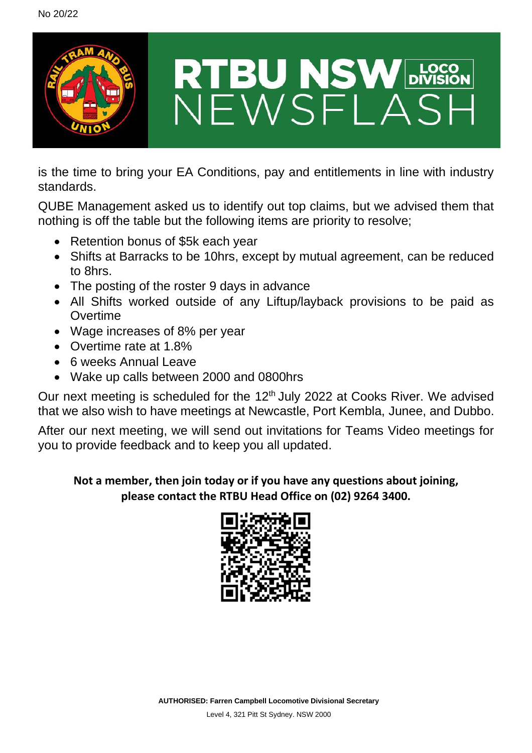No 20/22

# RTBU NSW LOCO DIVISION NEWSFLASH

is the time to bring your EA Conditions, pay and entitlements in line with industry standards.

QUBE Management asked us to identify out top claims, but we advised them that nothing is off the table but the following items are priority to resolve;

- Retention bonus of $5k each year
- Shifts at Barracks to be 10hrs, except by mutual agreement, can be reduced to 8hrs.
- The posting of the roster 9 days in advance
- All Shifts worked outside of any Liftup/layback provisions to be paid as Overtime
- Wage increases of 8% per year
- Overtime rate at 1.8%
- 6 weeks Annual Leave
- Wake up calls between 2000 and 0800hrs

Our next meeting is scheduled for the 12th July 2022 at Cooks River. We advised that we also wish to have meetings at Newcastle, Port Kembla, Junee, and Dubbo.

After our next meeting, we will send out invitations for Teams Video meetings for you to provide feedback and to keep you all updated.

**Not a member, then join today or if you have any questions about joining, please contact the RTBU Head Office on (02) 9264 3400.**

**AUTHORISED: Farren Campbell Locomotive Divisional Secretary**

Level 4, 321 Pitt St Sydney. NSW 2000